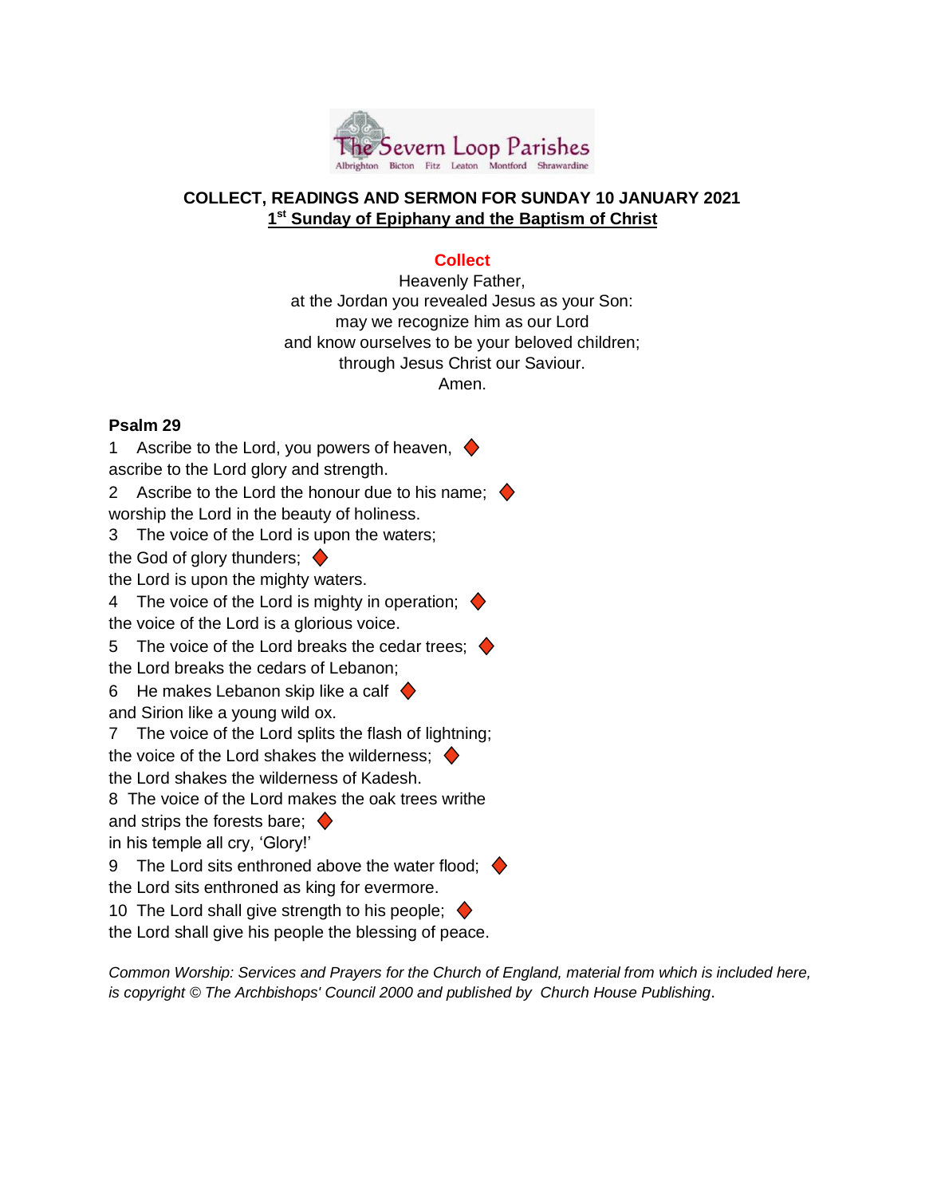The Severn Loop Parishes

Albrighton Bicton Fitz Leaton Montford Shrawardine

## COLLECT, READINGS AND SERMON FOR SUNDAY 10 JANUARY 2021

## 1st Sunday of Epiphany and the Baptism of Christ

### Collect

Heavenly Father,
at the Jordan you revealed Jesus as your Son:
may we recognize him as our Lord
and know ourselves to be your beloved children;
through Jesus Christ our Saviour.
Amen.

### Psalm 29

1 Ascribe to the Lord, you powers of heaven, ♦
ascribe to the Lord glory and strength.
2 Ascribe to the Lord the honour due to his name; ♦
worship the Lord in the beauty of holiness.
3 The voice of the Lord is upon the waters;
the God of glory thunders; ♦
the Lord is upon the mighty waters.
4 The voice of the Lord is mighty in operation; ♦
the voice of the Lord is a glorious voice.
5 The voice of the Lord breaks the cedar trees; ♦
the Lord breaks the cedars of Lebanon;
6 He makes Lebanon skip like a calf ♦
and Sirion like a young wild ox.
7 The voice of the Lord splits the flash of lightning;
the voice of the Lord shakes the wilderness; ♦
the Lord shakes the wilderness of Kadesh.
8 The voice of the Lord makes the oak trees writhe
and strips the forests bare; ♦
in his temple all cry, 'Glory!'
9 The Lord sits enthroned above the water flood; ♦
the Lord sits enthroned as king for evermore.
10 The Lord shall give strength to his people; ♦
the Lord shall give his people the blessing of peace.

*Common Worship: Services and Prayers for the Church of England, material from which is included here, is copyright © The Archbishops' Council 2000 and published by Church House Publishing.*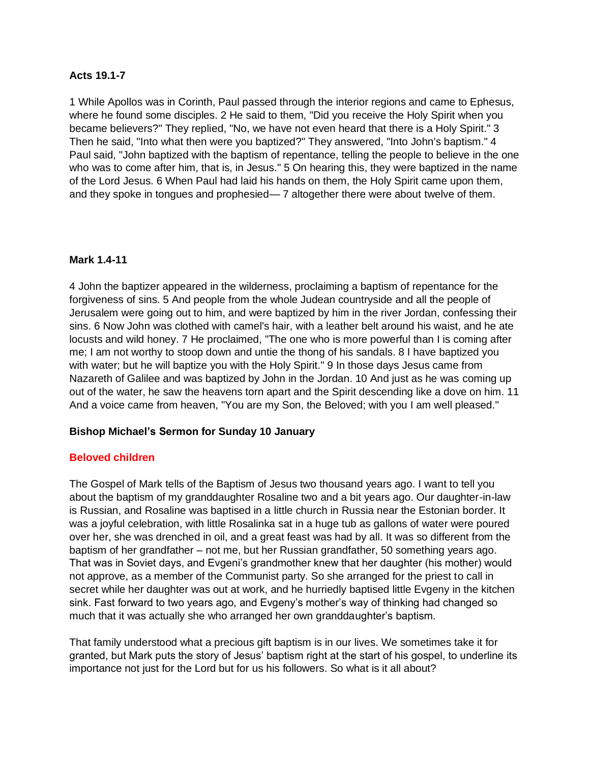**Acts 19.1-7**

1 While Apollos was in Corinth, Paul passed through the interior regions and came to Ephesus, where he found some disciples. 2 He said to them, "Did you receive the Holy Spirit when you became believers?" They replied, "No, we have not even heard that there is a Holy Spirit." 3 Then he said, "Into what then were you baptized?" They answered, "Into John's baptism." 4 Paul said, "John baptized with the baptism of repentance, telling the people to believe in the one who was to come after him, that is, in Jesus." 5 On hearing this, they were baptized in the name of the Lord Jesus. 6 When Paul had laid his hands on them, the Holy Spirit came upon them, and they spoke in tongues and prophesied— 7 altogether there were about twelve of them.

**Mark 1.4-11**

4 John the baptizer appeared in the wilderness, proclaiming a baptism of repentance for the forgiveness of sins. 5 And people from the whole Judean countryside and all the people of Jerusalem were going out to him, and were baptized by him in the river Jordan, confessing their sins. 6 Now John was clothed with camel's hair, with a leather belt around his waist, and he ate locusts and wild honey. 7 He proclaimed, "The one who is more powerful than I is coming after me; I am not worthy to stoop down and untie the thong of his sandals. 8 I have baptized you with water; but he will baptize you with the Holy Spirit." 9 In those days Jesus came from Nazareth of Galilee and was baptized by John in the Jordan. 10 And just as he was coming up out of the water, he saw the heavens torn apart and the Spirit descending like a dove on him. 11 And a voice came from heaven, "You are my Son, the Beloved; with you I am well pleased."

**Bishop Michael's Sermon for Sunday 10 January**

**Beloved children**

The Gospel of Mark tells of the Baptism of Jesus two thousand years ago. I want to tell you about the baptism of my granddaughter Rosaline two and a bit years ago. Our daughter-in-law is Russian, and Rosaline was baptised in a little church in Russia near the Estonian border. It was a joyful celebration, with little Rosalinka sat in a huge tub as gallons of water were poured over her, she was drenched in oil, and a great feast was had by all. It was so different from the baptism of her grandfather – not me, but her Russian grandfather, 50 something years ago. That was in Soviet days, and Evgeni's grandmother knew that her daughter (his mother) would not approve, as a member of the Communist party. So she arranged for the priest to call in secret while her daughter was out at work, and he hurriedly baptised little Evgeny in the kitchen sink. Fast forward to two years ago, and Evgeny's mother's way of thinking had changed so much that it was actually she who arranged her own granddaughter's baptism.

That family understood what a precious gift baptism is in our lives. We sometimes take it for granted, but Mark puts the story of Jesus' baptism right at the start of his gospel, to underline its importance not just for the Lord but for us his followers. So what is it all about?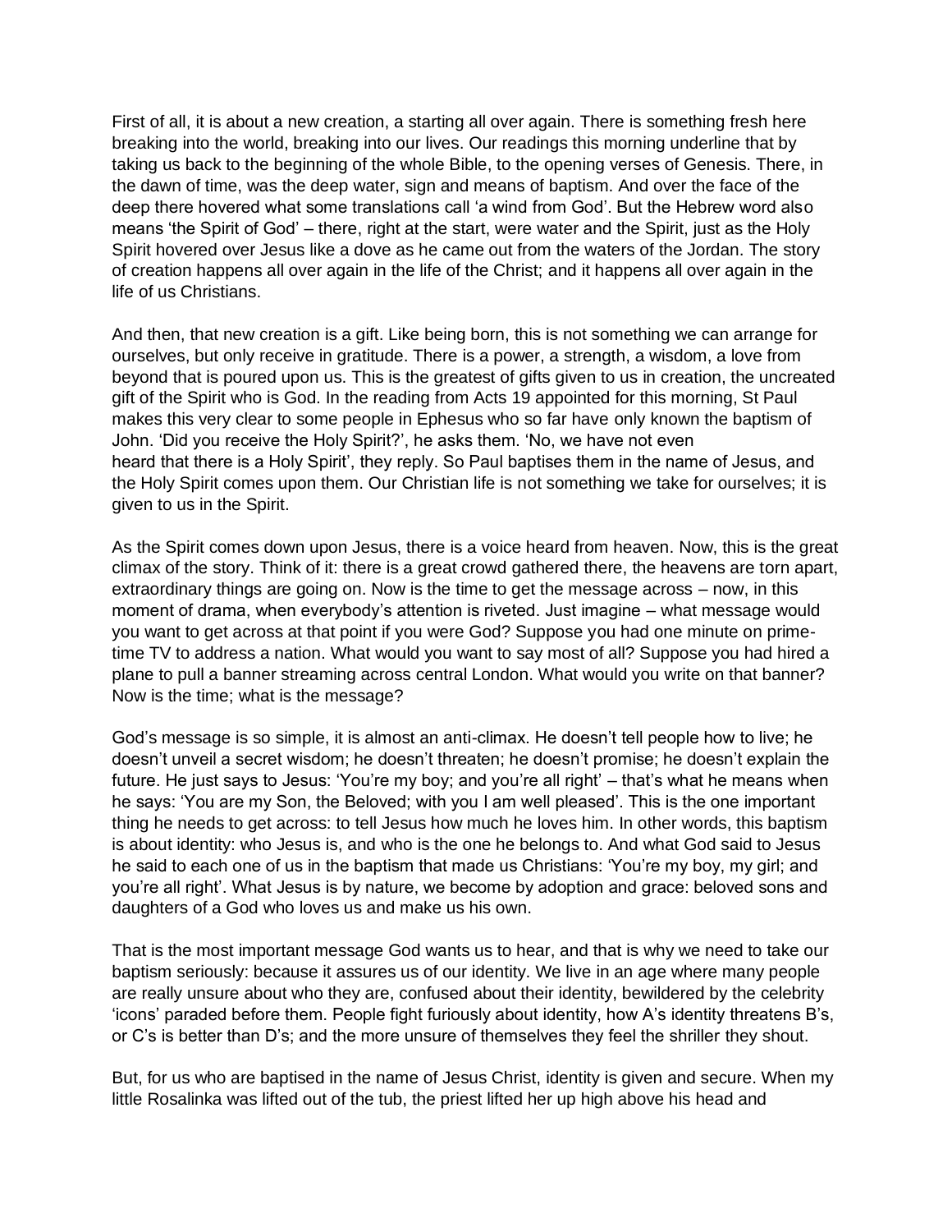First of all, it is about a new creation, a starting all over again. There is something fresh here breaking into the world, breaking into our lives. Our readings this morning underline that by taking us back to the beginning of the whole Bible, to the opening verses of Genesis. There, in the dawn of time, was the deep water, sign and means of baptism. And over the face of the deep there hovered what some translations call 'a wind from God'. But the Hebrew word also means 'the Spirit of God' – there, right at the start, were water and the Spirit, just as the Holy Spirit hovered over Jesus like a dove as he came out from the waters of the Jordan. The story of creation happens all over again in the life of the Christ; and it happens all over again in the life of us Christians.

And then, that new creation is a gift. Like being born, this is not something we can arrange for ourselves, but only receive in gratitude. There is a power, a strength, a wisdom, a love from beyond that is poured upon us. This is the greatest of gifts given to us in creation, the uncreated gift of the Spirit who is God. In the reading from Acts 19 appointed for this morning, St Paul makes this very clear to some people in Ephesus who so far have only known the baptism of John. 'Did you receive the Holy Spirit?', he asks them. 'No, we have not even heard that there is a Holy Spirit', they reply. So Paul baptises them in the name of Jesus, and the Holy Spirit comes upon them. Our Christian life is not something we take for ourselves; it is given to us in the Spirit.

As the Spirit comes down upon Jesus, there is a voice heard from heaven. Now, this is the great climax of the story. Think of it: there is a great crowd gathered there, the heavens are torn apart, extraordinary things are going on. Now is the time to get the message across – now, in this moment of drama, when everybody's attention is riveted. Just imagine – what message would you want to get across at that point if you were God? Suppose you had one minute on prime-time TV to address a nation. What would you want to say most of all? Suppose you had hired a plane to pull a banner streaming across central London. What would you write on that banner? Now is the time; what is the message?

God's message is so simple, it is almost an anti-climax. He doesn't tell people how to live; he doesn't unveil a secret wisdom; he doesn't threaten; he doesn't promise; he doesn't explain the future. He just says to Jesus: 'You're my boy; and you're all right' – that's what he means when he says: 'You are my Son, the Beloved; with you I am well pleased'. This is the one important thing he needs to get across: to tell Jesus how much he loves him. In other words, this baptism is about identity: who Jesus is, and who is the one he belongs to. And what God said to Jesus he said to each one of us in the baptism that made us Christians: 'You're my boy, my girl; and you're all right'. What Jesus is by nature, we become by adoption and grace: beloved sons and daughters of a God who loves us and make us his own.

That is the most important message God wants us to hear, and that is why we need to take our baptism seriously: because it assures us of our identity. We live in an age where many people are really unsure about who they are, confused about their identity, bewildered by the celebrity 'icons' paraded before them. People fight furiously about identity, how A's identity threatens B's, or C's is better than D's; and the more unsure of themselves they feel the shriller they shout.

But, for us who are baptised in the name of Jesus Christ, identity is given and secure. When my little Rosalinka was lifted out of the tub, the priest lifted her up high above his head and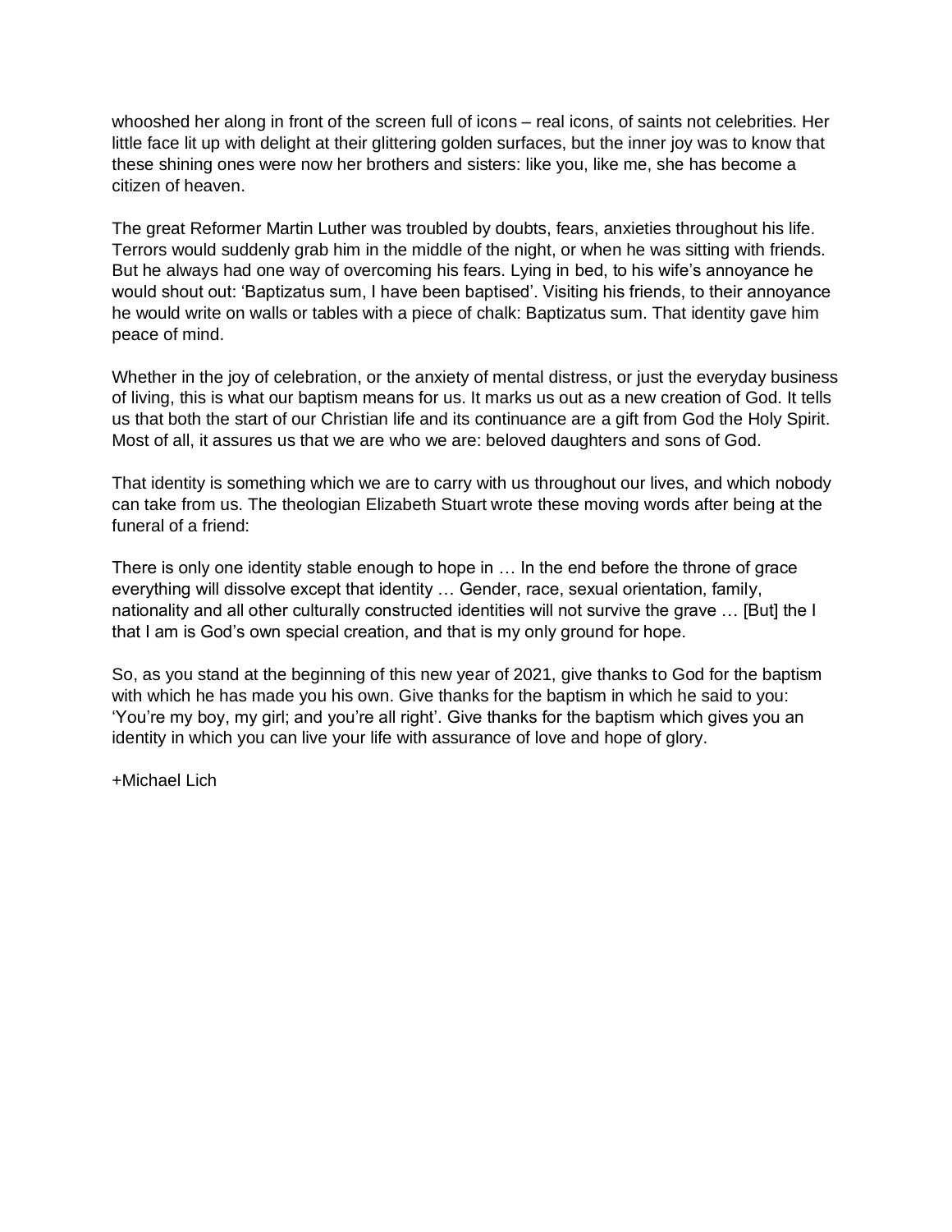whooshed her along in front of the screen full of icons – real icons, of saints not celebrities. Her little face lit up with delight at their glittering golden surfaces, but the inner joy was to know that these shining ones were now her brothers and sisters: like you, like me, she has become a citizen of heaven.

The great Reformer Martin Luther was troubled by doubts, fears, anxieties throughout his life. Terrors would suddenly grab him in the middle of the night, or when he was sitting with friends. But he always had one way of overcoming his fears. Lying in bed, to his wife's annoyance he would shout out: 'Baptizatus sum, I have been baptised'. Visiting his friends, to their annoyance he would write on walls or tables with a piece of chalk: Baptizatus sum. That identity gave him peace of mind.

Whether in the joy of celebration, or the anxiety of mental distress, or just the everyday business of living, this is what our baptism means for us. It marks us out as a new creation of God. It tells us that both the start of our Christian life and its continuance are a gift from God the Holy Spirit. Most of all, it assures us that we are who we are: beloved daughters and sons of God.

That identity is something which we are to carry with us throughout our lives, and which nobody can take from us. The theologian Elizabeth Stuart wrote these moving words after being at the funeral of a friend:

There is only one identity stable enough to hope in … In the end before the throne of grace everything will dissolve except that identity … Gender, race, sexual orientation, family, nationality and all other culturally constructed identities will not survive the grave … [But] the I that I am is God's own special creation, and that is my only ground for hope.

So, as you stand at the beginning of this new year of 2021, give thanks to God for the baptism with which he has made you his own. Give thanks for the baptism in which he said to you: 'You're my boy, my girl; and you're all right'. Give thanks for the baptism which gives you an identity in which you can live your life with assurance of love and hope of glory.

+Michael Lich